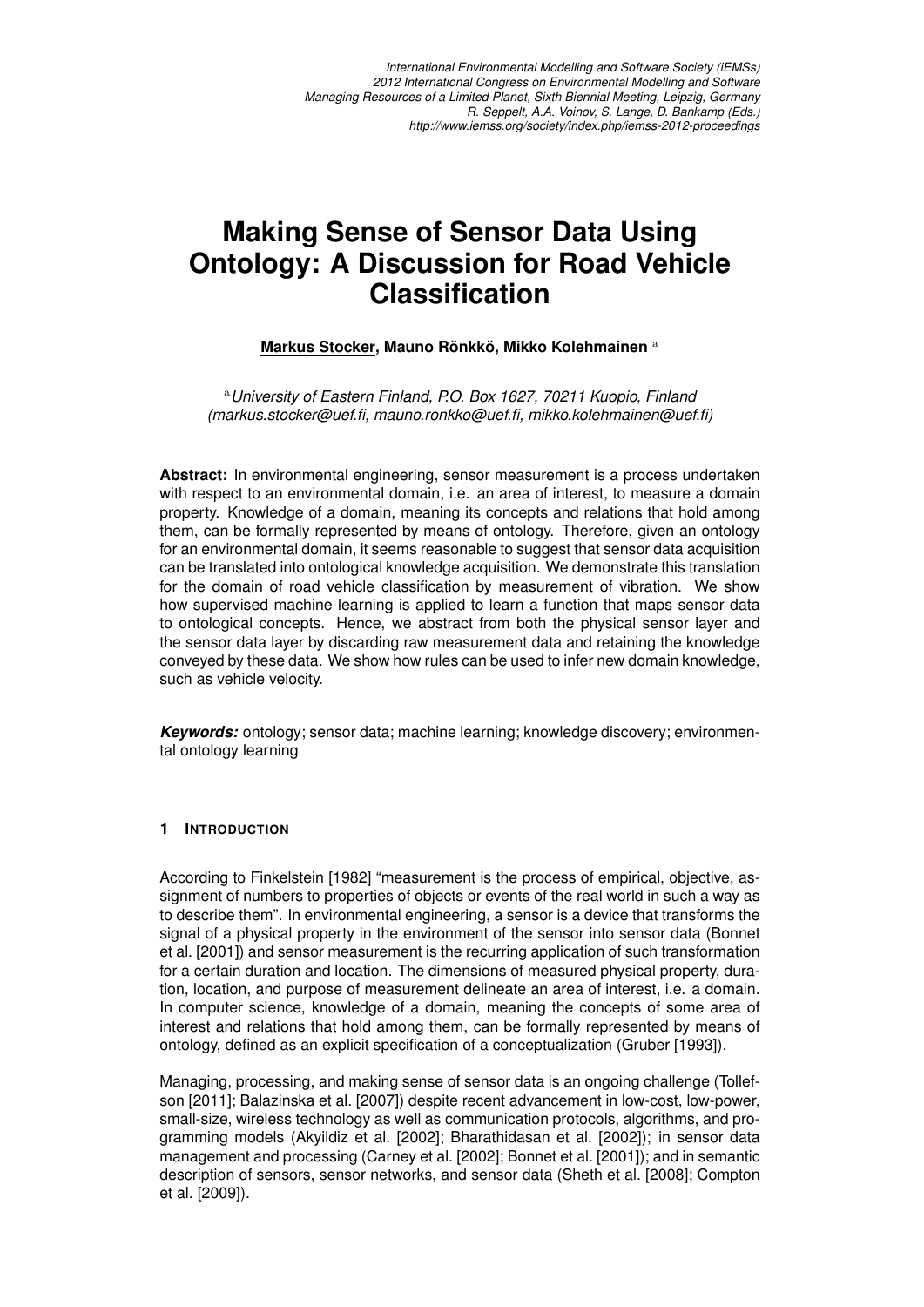International Environmental Modelling and Software Society (iEMSs)
2012 International Congress on Environmental Modelling and Software
Managing Resources of a Limited Planet, Sixth Biennial Meeting, Leipzig, Germany
R. Seppelt, A.A. Voinov, S. Lange, D. Bankamp (Eds.)
http://www.iemss.org/society/index.php/iemss-2012-proceedings

# Making Sense of Sensor Data Using Ontology: A Discussion for Road Vehicle Classification

**Markus Stocker, Mauno Rönkkö, Mikko Kolehmainen** [a]

[a] *University of Eastern Finland, P.O. Box 1627, 70211 Kuopio, Finland (markus.stocker@uef.fi, mauno.ronkko@uef.fi, mikko.kolehmainen@uef.fi)*

**Abstract:** In environmental engineering, sensor measurement is a process undertaken with respect to an environmental domain, i.e. an area of interest, to measure a domain property. Knowledge of a domain, meaning its concepts and relations that hold among them, can be formally represented by means of ontology. Therefore, given an ontology for an environmental domain, it seems reasonable to suggest that sensor data acquisition can be translated into ontological knowledge acquisition. We demonstrate this translation for the domain of road vehicle classification by measurement of vibration. We show how supervised machine learning is applied to learn a function that maps sensor data to ontological concepts. Hence, we abstract from both the physical sensor layer and the sensor data layer by discarding raw measurement data and retaining the knowledge conveyed by these data. We show how rules can be used to infer new domain knowledge, such as vehicle velocity.

***Keywords:*** ontology; sensor data; machine learning; knowledge discovery; environmental ontology learning

## 1 Introduction

According to Finkelstein [1982] "measurement is the process of empirical, objective, assignment of numbers to properties of objects or events of the real world in such a way as to describe them". In environmental engineering, a sensor is a device that transforms the signal of a physical property in the environment of the sensor into sensor data (Bonnet et al. [2001]) and sensor measurement is the recurring application of such transformation for a certain duration and location. The dimensions of measured physical property, duration, location, and purpose of measurement delineate an area of interest, i.e. a domain. In computer science, knowledge of a domain, meaning the concepts of some area of interest and relations that hold among them, can be formally represented by means of ontology, defined as an explicit specification of a conceptualization (Gruber [1993]).

Managing, processing, and making sense of sensor data is an ongoing challenge (Tollefson [2011]; Balazinska et al. [2007]) despite recent advancement in low-cost, low-power, small-size, wireless technology as well as communication protocols, algorithms, and programming models (Akyildiz et al. [2002]; Bharathidasan et al. [2002]); in sensor data management and processing (Carney et al. [2002]; Bonnet et al. [2001]); and in semantic description of sensors, sensor networks, and sensor data (Sheth et al. [2008]; Compton et al. [2009]).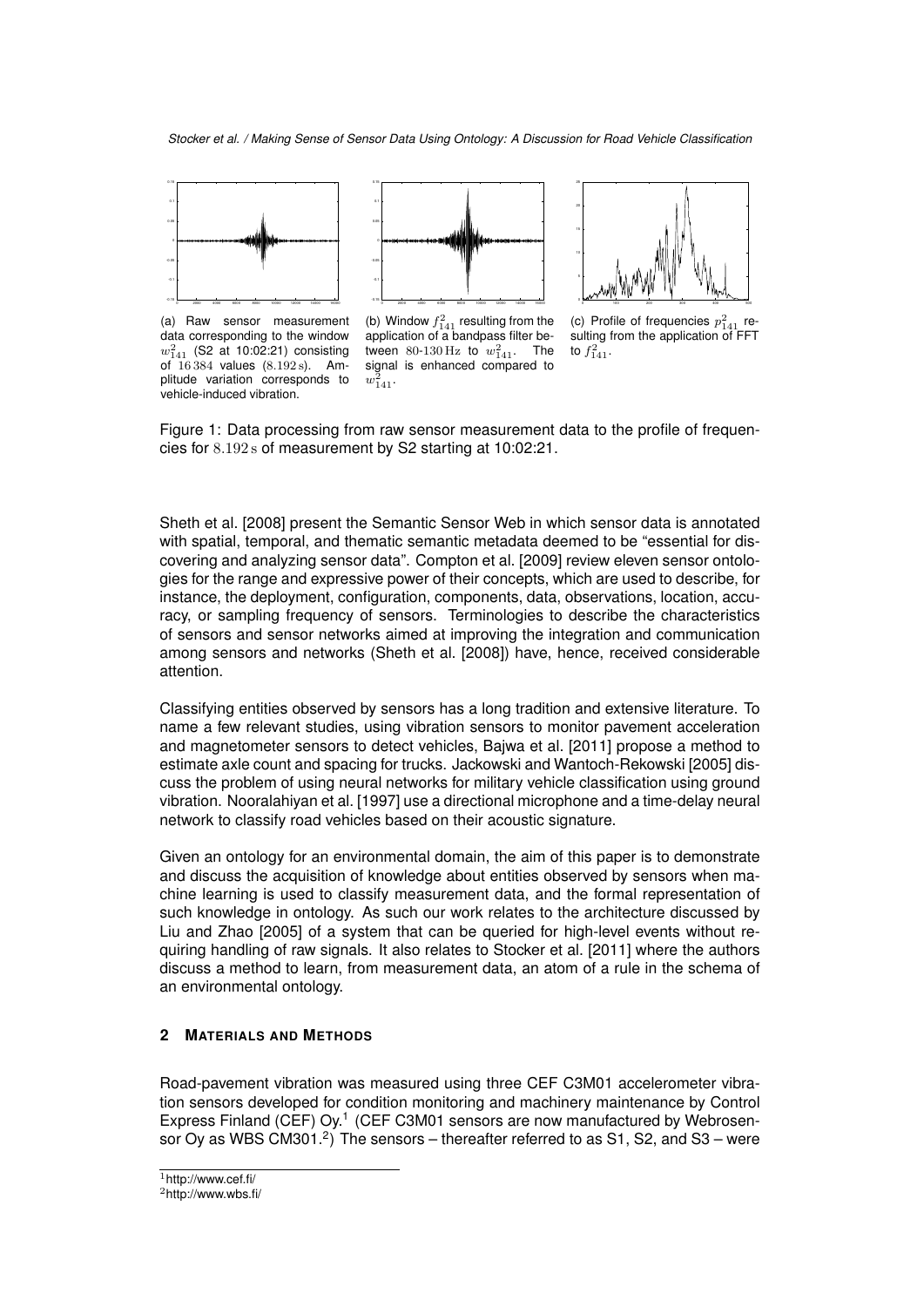(a) Raw sensor measurement data corresponding to the window $w^2_{141}$ (S2 at 10:02:21) consisting of $16\,384$ values ($8.192\,\mathrm{s}$). Amplitude variation corresponds to vehicle-induced vibration.

(b) Window $f^2_{141}$ resulting from the application of a bandpass filter between $80$-$130\,\mathrm{Hz}$ to $w^2_{141}$. The signal is enhanced compared to $w^2_{141}$.

(c) Profile of frequencies $p^2_{141}$ resulting from the application of FFT to $f^2_{141}$.

Figure 1: Data processing from raw sensor measurement data to the profile of frequencies for $8.192\,\mathrm{s}$ of measurement by S2 starting at 10:02:21.

Sheth et al. [2008] present the Semantic Sensor Web in which sensor data is annotated with spatial, temporal, and thematic semantic metadata deemed to be "essential for discovering and analyzing sensor data". Compton et al. [2009] review eleven sensor ontologies for the range and expressive power of their concepts, which are used to describe, for instance, the deployment, configuration, components, data, observations, location, accuracy, or sampling frequency of sensors. Terminologies to describe the characteristics of sensors and sensor networks aimed at improving the integration and communication among sensors and networks (Sheth et al. [2008]) have, hence, received considerable attention.

Classifying entities observed by sensors has a long tradition and extensive literature. To name a few relevant studies, using vibration sensors to monitor pavement acceleration and magnetometer sensors to detect vehicles, Bajwa et al. [2011] propose a method to estimate axle count and spacing for trucks. Jackowski and Wantoch-Rekowski [2005] discuss the problem of using neural networks for military vehicle classification using ground vibration. Nooralahiyan et al. [1997] use a directional microphone and a time-delay neural network to classify road vehicles based on their acoustic signature.

Given an ontology for an environmental domain, the aim of this paper is to demonstrate and discuss the acquisition of knowledge about entities observed by sensors when machine learning is used to classify measurement data, and the formal representation of such knowledge in ontology. As such our work relates to the architecture discussed by Liu and Zhao [2005] of a system that can be queried for high-level events without requiring handling of raw signals. It also relates to Stocker et al. [2011] where the authors discuss a method to learn, from measurement data, an atom of a rule in the schema of an environmental ontology.

## 2 Materials and Methods

Road-pavement vibration was measured using three CEF C3M01 accelerometer vibration sensors developed for condition monitoring and machinery maintenance by Control Express Finland (CEF) Oy.[1] (CEF C3M01 sensors are now manufactured by Webrosensor Oy as WBS CM301.[2]) The sensors – thereafter referred to as S1, S2, and S3 – were

[1] http://www.cef.fi/

[2] http://www.wbs.fi/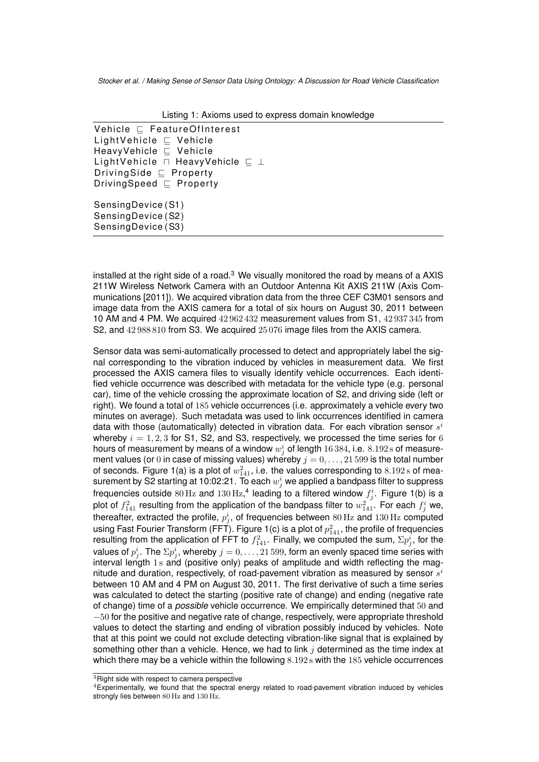Listing 1: Axioms used to express domain knowledge

```
Vehicle ⊑ FeatureOfInterest
LightVehicle ⊑ Vehicle
HeavyVehicle ⊑ Vehicle
LightVehicle ⊓ HeavyVehicle ⊑ ⊥
DrivingSide ⊑ Property
DrivingSpeed ⊑ Property

SensingDevice(S1)
SensingDevice(S2)
SensingDevice(S3)
```

installed at the right side of a road.[3] We visually monitored the road by means of a AXIS 211W Wireless Network Camera with an Outdoor Antenna Kit AXIS 211W (Axis Communications [2011]). We acquired vibration data from the three CEF C3M01 sensors and image data from the AXIS camera for a total of six hours on August 30, 2011 between 10 AM and 4 PM. We acquired $42\,962\,432$ measurement values from S1, $42\,937\,345$ from S2, and $42\,988\,810$ from S3. We acquired $25\,076$ image files from the AXIS camera.

Sensor data was semi-automatically processed to detect and appropriately label the signal corresponding to the vibration induced by vehicles in measurement data. We first processed the AXIS camera files to visually identify vehicle occurrences. Each identified vehicle occurrence was described with metadata for the vehicle type (e.g. personal car), time of the vehicle crossing the approximate location of S2, and driving side (left or right). We found a total of $185$ vehicle occurrences (i.e. approximately a vehicle every two minutes on average). Such metadata was used to link occurrences identified in camera data with those (automatically) detected in vibration data. For each vibration sensor $s^i$ whereby $i = 1, 2, 3$ for S1, S2, and S3, respectively, we processed the time series for $6$ hours of measurement by means of a window $w^i_j$ of length $16\,384$, i.e. $8.192\,\mathrm{s}$ of measurement values (or $0$ in case of missing values) whereby $j = 0, \ldots, 21\,599$ is the total number of seconds. Figure 1(a) is a plot of $w^2_{141}$, i.e. the values corresponding to $8.192\,\mathrm{s}$ of measurement by S2 starting at 10:02:21. To each $w^i_j$ we applied a bandpass filter to suppress frequencies outside $80\,\mathrm{Hz}$ and $130\,\mathrm{Hz}$,[4] leading to a filtered window $f^i_j$. Figure 1(b) is a plot of $f^2_{141}$ resulting from the application of the bandpass filter to $w^2_{141}$. For each $f^i_j$ we, thereafter, extracted the profile, $p^i_j$, of frequencies between $80\,\mathrm{Hz}$ and $130\,\mathrm{Hz}$ computed using Fast Fourier Transform (FFT). Figure 1(c) is a plot of $p^2_{141}$, the profile of frequencies resulting from the application of FFT to $f^2_{141}$. Finally, we computed the sum, $\Sigma p^i_j$, for the values of $p^i_j$. The $\Sigma p^i_j$, whereby $j = 0, \ldots, 21\,599$, form an evenly spaced time series with interval length $1\,\mathrm{s}$ and (positive only) peaks of amplitude and width reflecting the magnitude and duration, respectively, of road-pavement vibration as measured by sensor $s^i$ between 10 AM and 4 PM on August 30, 2011. The first derivative of such a time series was calculated to detect the starting (positive rate of change) and ending (negative rate of change) time of a *possible* vehicle occurrence. We empirically determined that $50$ and $-50$ for the positive and negative rate of change, respectively, were appropriate threshold values to detect the starting and ending of vibration possibly induced by vehicles. Note that at this point we could not exclude detecting vibration-like signal that is explained by something other than a vehicle. Hence, we had to link $j$ determined as the time index at which there may be a vehicle within the following $8.192\,\mathrm{s}$ with the $185$ vehicle occurrences

[3] Right side with respect to camera perspective

[4] Experimentally, we found that the spectral energy related to road-pavement vibration induced by vehicles strongly lies between $80\,\mathrm{Hz}$ and $130\,\mathrm{Hz}$.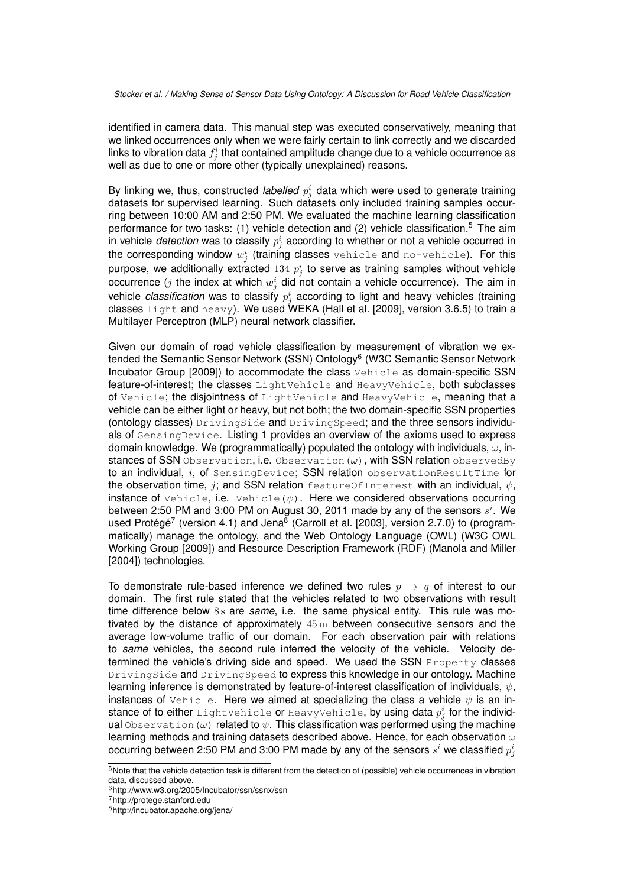identified in camera data. This manual step was executed conservatively, meaning that we linked occurrences only when we were fairly certain to link correctly and we discarded links to vibration data $f^i_j$ that contained amplitude change due to a vehicle occurrence as well as due to one or more other (typically unexplained) reasons.

By linking we, thus, constructed *labelled* $p^i_j$ data which were used to generate training datasets for supervised learning. Such datasets only included training samples occurring between 10:00 AM and 2:50 PM. We evaluated the machine learning classification performance for two tasks: (1) vehicle detection and (2) vehicle classification.[5] The aim in vehicle *detection* was to classify $p^i_j$ according to whether or not a vehicle occurred in the corresponding window $w^i_j$ (training classes `vehicle` and `no-vehicle`). For this purpose, we additionally extracted $134$ $p^i_j$ to serve as training samples without vehicle occurrence ($j$ the index at which $w^i_j$ did not contain a vehicle occurrence). The aim in vehicle *classification* was to classify $p^i_j$ according to light and heavy vehicles (training classes `light` and `heavy`). We used WEKA (Hall et al. [2009], version 3.6.5) to train a Multilayer Perceptron (MLP) neural network classifier.

Given our domain of road vehicle classification by measurement of vibration we extended the Semantic Sensor Network (SSN) Ontology[6] (W3C Semantic Sensor Network Incubator Group [2009]) to accommodate the class `Vehicle` as domain-specific SSN feature-of-interest; the classes `LightVehicle` and `HeavyVehicle`, both subclasses of `Vehicle`; the disjointness of `LightVehicle` and `HeavyVehicle`, meaning that a vehicle can be either light or heavy, but not both; the two domain-specific SSN properties (ontology classes) `DrivingSide` and `DrivingSpeed`; and the three sensors individuals of `SensingDevice`. Listing 1 provides an overview of the axioms used to express domain knowledge. We (programmatically) populated the ontology with individuals, $\omega$, instances of SSN `Observation`, i.e. `Observation(`$\omega$`)`, with SSN relation `observedBy` to an individual, $i$, of `SensingDevice`; SSN relation `observationResultTime` for the observation time, $j$; and SSN relation `featureOfInterest` with an individual, $\psi$, instance of `Vehicle`, i.e. `Vehicle(`$\psi$`)`. Here we considered observations occurring between 2:50 PM and 3:00 PM on August 30, 2011 made by any of the sensors $s^i$. We used Protégé[7] (version 4.1) and Jena[8] (Carroll et al. [2003], version 2.7.0) to (programmatically) manage the ontology, and the Web Ontology Language (OWL) (W3C OWL Working Group [2009]) and Resource Description Framework (RDF) (Manola and Miller [2004]) technologies.

To demonstrate rule-based inference we defined two rules $p \rightarrow q$ of interest to our domain. The first rule stated that the vehicles related to two observations with result time difference below $8\,\text{s}$ are *same*, i.e. the same physical entity. This rule was motivated by the distance of approximately $45\,\text{m}$ between consecutive sensors and the average low-volume traffic of our domain. For each observation pair with relations to *same* vehicles, the second rule inferred the velocity of the vehicle. Velocity determined the vehicle's driving side and speed. We used the SSN `Property` classes `DrivingSide` and `DrivingSpeed` to express this knowledge in our ontology. Machine learning inference is demonstrated by feature-of-interest classification of individuals, $\psi$, instances of `Vehicle`. Here we aimed at specializing the class a vehicle $\psi$ is an instance of to either `LightVehicle` or `HeavyVehicle`, by using data $p^i_j$ for the individual `Observation(`$\omega$`)` related to $\psi$. This classification was performed using the machine learning methods and training datasets described above. Hence, for each observation $\omega$ occurring between 2:50 PM and 3:00 PM made by any of the sensors $s^i$ we classified $p^i_j$

[5] Note that the vehicle detection task is different from the detection of (possible) vehicle occurrences in vibration data, discussed above.

[6] http://www.w3.org/2005/Incubator/ssn/ssnx/ssn

[7] http://protege.stanford.edu

[8] http://incubator.apache.org/jena/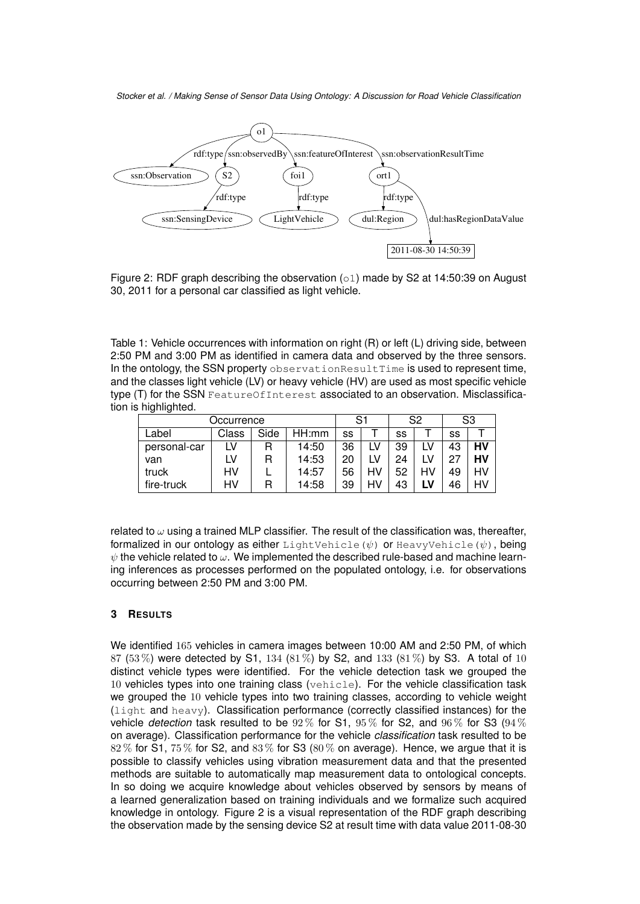Figure 2: RDF graph describing the observation (o1) made by S2 at 14:50:39 on August 30, 2011 for a personal car classified as light vehicle.

Table 1: Vehicle occurrences with information on right (R) or left (L) driving side, between 2:50 PM and 3:00 PM as identified in camera data and observed by the three sensors. In the ontology, the SSN property observationResultTime is used to represent time, and the classes light vehicle (LV) or heavy vehicle (HV) are used as most specific vehicle type (T) for the SSN FeatureOfInterest associated to an observation. Misclassification is highlighted.

| Occurrence | | | | S1 | | S2 | | S3 | |
|---|---|---|---|---|---|---|---|---|---|
| Label | Class | Side | HH:mm | ss | T | ss | T | ss | T |
| personal-car | LV | R | 14:50 | 36 | LV | 39 | LV | 43 | **HV** |
| van | LV | R | 14:53 | 20 | LV | 24 | LV | 27 | **HV** |
| truck | HV | L | 14:57 | 56 | HV | 52 | HV | 49 | HV |
| fire-truck | HV | R | 14:58 | 39 | HV | 43 | **LV** | 46 | HV |

related to $\omega$ using a trained MLP classifier. The result of the classification was, thereafter, formalized in our ontology as either LightVehicle($\psi$) or HeavyVehicle($\psi$), being $\psi$ the vehicle related to $\omega$. We implemented the described rule-based and machine learning inferences as processes performed on the populated ontology, i.e. for observations occurring between 2:50 PM and 3:00 PM.

## 3 Results

We identified 165 vehicles in camera images between 10:00 AM and 2:50 PM, of which 87 (53 %) were detected by S1, 134 (81 %) by S2, and 133 (81 %) by S3. A total of 10 distinct vehicle types were identified. For the vehicle detection task we grouped the 10 vehicles types into one training class (vehicle). For the vehicle classification task we grouped the 10 vehicle types into two training classes, according to vehicle weight (light and heavy). Classification performance (correctly classified instances) for the vehicle *detection* task resulted to be 92 % for S1, 95 % for S2, and 96 % for S3 (94 % on average). Classification performance for the vehicle *classification* task resulted to be 82 % for S1, 75 % for S2, and 83 % for S3 (80 % on average). Hence, we argue that it is possible to classify vehicles using vibration measurement data and that the presented methods are suitable to automatically map measurement data to ontological concepts. In so doing we acquire knowledge about vehicles observed by sensors by means of a learned generalization based on training individuals and we formalize such acquired knowledge in ontology. Figure 2 is a visual representation of the RDF graph describing the observation made by the sensing device S2 at result time with data value 2011-08-30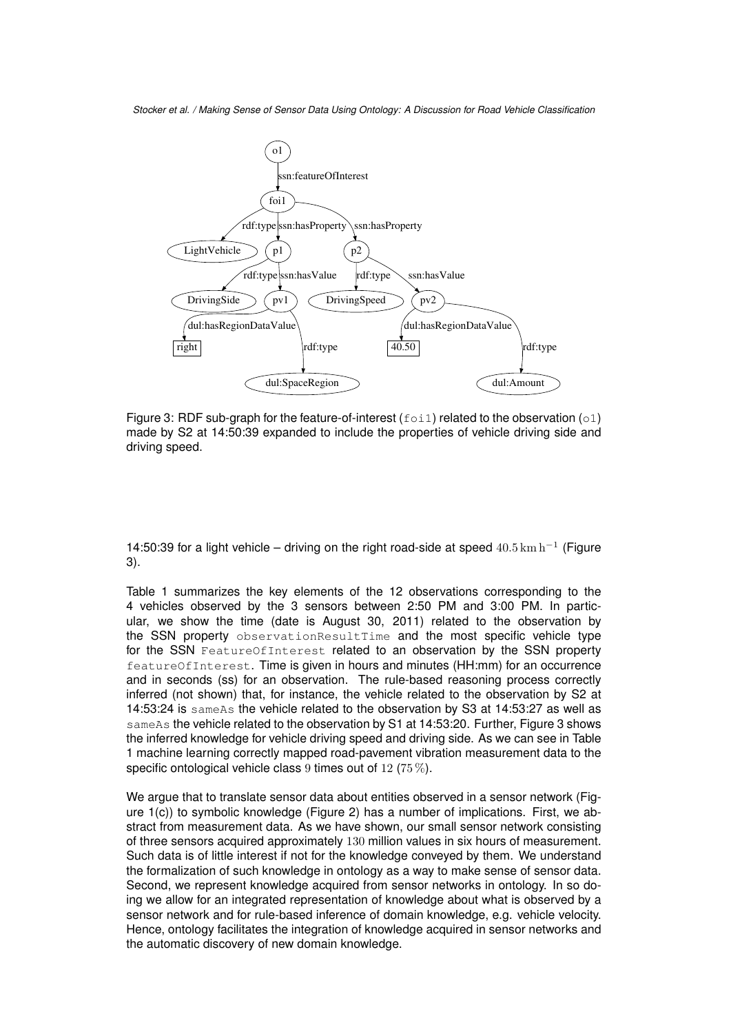Figure 3: RDF sub-graph for the feature-of-interest (`foi1`) related to the observation (`o1`) made by S2 at 14:50:39 expanded to include the properties of vehicle driving side and driving speed.

14:50:39 for a light vehicle – driving on the right road-side at speed $40.5\,\mathrm{km\,h^{-1}}$ (Figure 3).

Table 1 summarizes the key elements of the 12 observations corresponding to the 4 vehicles observed by the 3 sensors between 2:50 PM and 3:00 PM. In particular, we show the time (date is August 30, 2011) related to the observation by the SSN property `observationResultTime` and the most specific vehicle type for the SSN `FeatureOfInterest` related to an observation by the SSN property `featureOfInterest`. Time is given in hours and minutes (HH:mm) for an occurrence and in seconds (ss) for an observation. The rule-based reasoning process correctly inferred (not shown) that, for instance, the vehicle related to the observation by S2 at 14:53:24 is `sameAs` the vehicle related to the observation by S3 at 14:53:27 as well as `sameAs` the vehicle related to the observation by S1 at 14:53:20. Further, Figure 3 shows the inferred knowledge for vehicle driving speed and driving side. As we can see in Table 1 machine learning correctly mapped road-pavement vibration measurement data to the specific ontological vehicle class $9$ times out of $12$ ($75\,\%$).

We argue that to translate sensor data about entities observed in a sensor network (Figure 1(c)) to symbolic knowledge (Figure 2) has a number of implications. First, we abstract from measurement data. As we have shown, our small sensor network consisting of three sensors acquired approximately $130$ million values in six hours of measurement. Such data is of little interest if not for the knowledge conveyed by them. We understand the formalization of such knowledge in ontology as a way to make sense of sensor data. Second, we represent knowledge acquired from sensor networks in ontology. In so doing we allow for an integrated representation of knowledge about what is observed by a sensor network and for rule-based inference of domain knowledge, e.g. vehicle velocity. Hence, ontology facilitates the integration of knowledge acquired in sensor networks and the automatic discovery of new domain knowledge.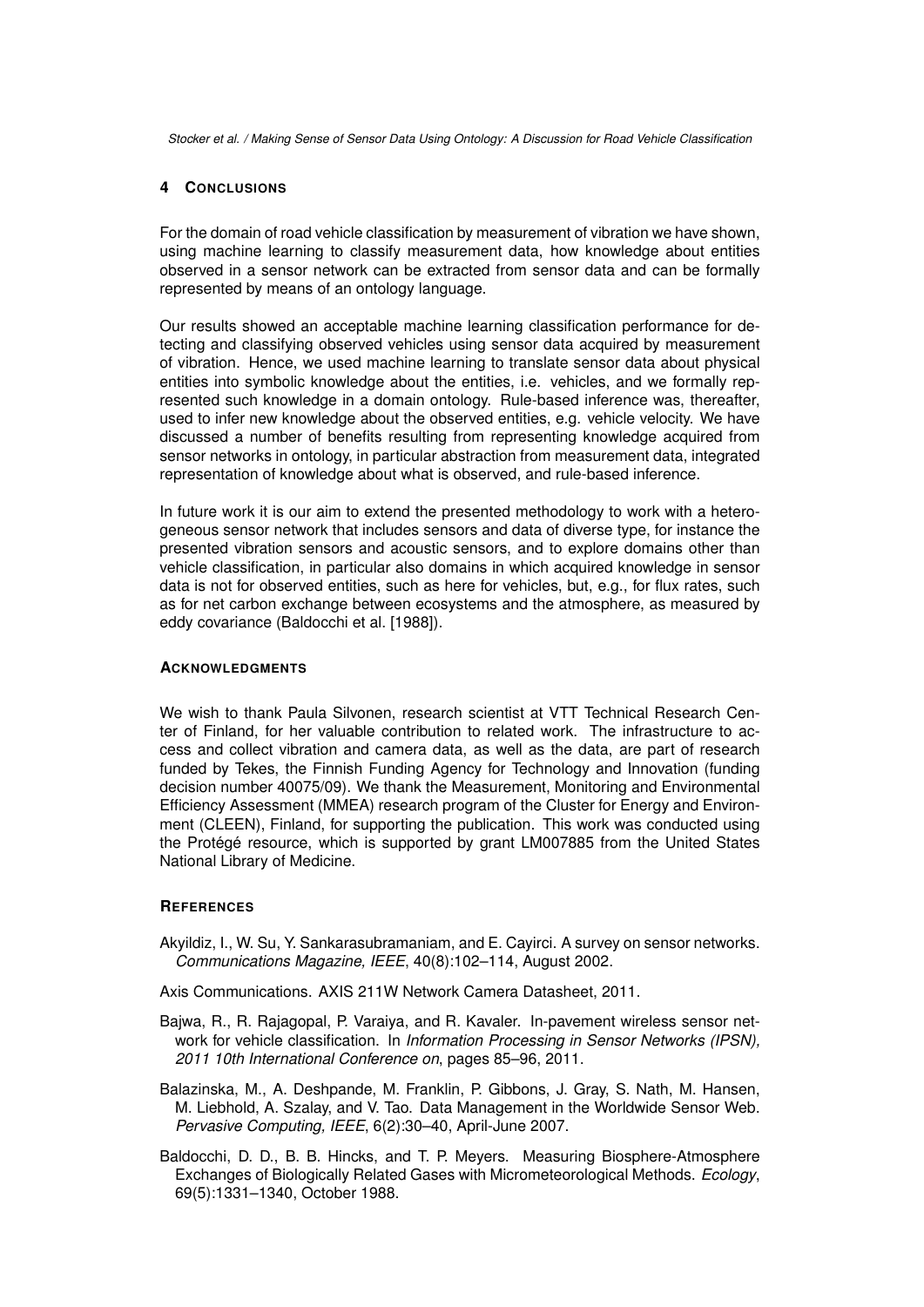## 4 Conclusions

For the domain of road vehicle classification by measurement of vibration we have shown, using machine learning to classify measurement data, how knowledge about entities observed in a sensor network can be extracted from sensor data and can be formally represented by means of an ontology language.

Our results showed an acceptable machine learning classification performance for detecting and classifying observed vehicles using sensor data acquired by measurement of vibration. Hence, we used machine learning to translate sensor data about physical entities into symbolic knowledge about the entities, i.e. vehicles, and we formally represented such knowledge in a domain ontology. Rule-based inference was, thereafter, used to infer new knowledge about the observed entities, e.g. vehicle velocity. We have discussed a number of benefits resulting from representing knowledge acquired from sensor networks in ontology, in particular abstraction from measurement data, integrated representation of knowledge about what is observed, and rule-based inference.

In future work it is our aim to extend the presented methodology to work with a heterogeneous sensor network that includes sensors and data of diverse type, for instance the presented vibration sensors and acoustic sensors, and to explore domains other than vehicle classification, in particular also domains in which acquired knowledge in sensor data is not for observed entities, such as here for vehicles, but, e.g., for flux rates, such as for net carbon exchange between ecosystems and the atmosphere, as measured by eddy covariance (Baldocchi et al. [1988]).

## Acknowledgments

We wish to thank Paula Silvonen, research scientist at VTT Technical Research Center of Finland, for her valuable contribution to related work. The infrastructure to access and collect vibration and camera data, as well as the data, are part of research funded by Tekes, the Finnish Funding Agency for Technology and Innovation (funding decision number 40075/09). We thank the Measurement, Monitoring and Environmental Efficiency Assessment (MMEA) research program of the Cluster for Energy and Environment (CLEEN), Finland, for supporting the publication. This work was conducted using the Protégé resource, which is supported by grant LM007885 from the United States National Library of Medicine.

## References

Akyildiz, I., W. Su, Y. Sankarasubramaniam, and E. Cayirci. A survey on sensor networks. *Communications Magazine, IEEE*, 40(8):102–114, August 2002.

Axis Communications. AXIS 211W Network Camera Datasheet, 2011.

Bajwa, R., R. Rajagopal, P. Varaiya, and R. Kavaler. In-pavement wireless sensor network for vehicle classification. In *Information Processing in Sensor Networks (IPSN), 2011 10th International Conference on*, pages 85–96, 2011.

Balazinska, M., A. Deshpande, M. Franklin, P. Gibbons, J. Gray, S. Nath, M. Hansen, M. Liebhold, A. Szalay, and V. Tao. Data Management in the Worldwide Sensor Web. *Pervasive Computing, IEEE*, 6(2):30–40, April-June 2007.

Baldocchi, D. D., B. B. Hincks, and T. P. Meyers. Measuring Biosphere-Atmosphere Exchanges of Biologically Related Gases with Micrometeorological Methods. *Ecology*, 69(5):1331–1340, October 1988.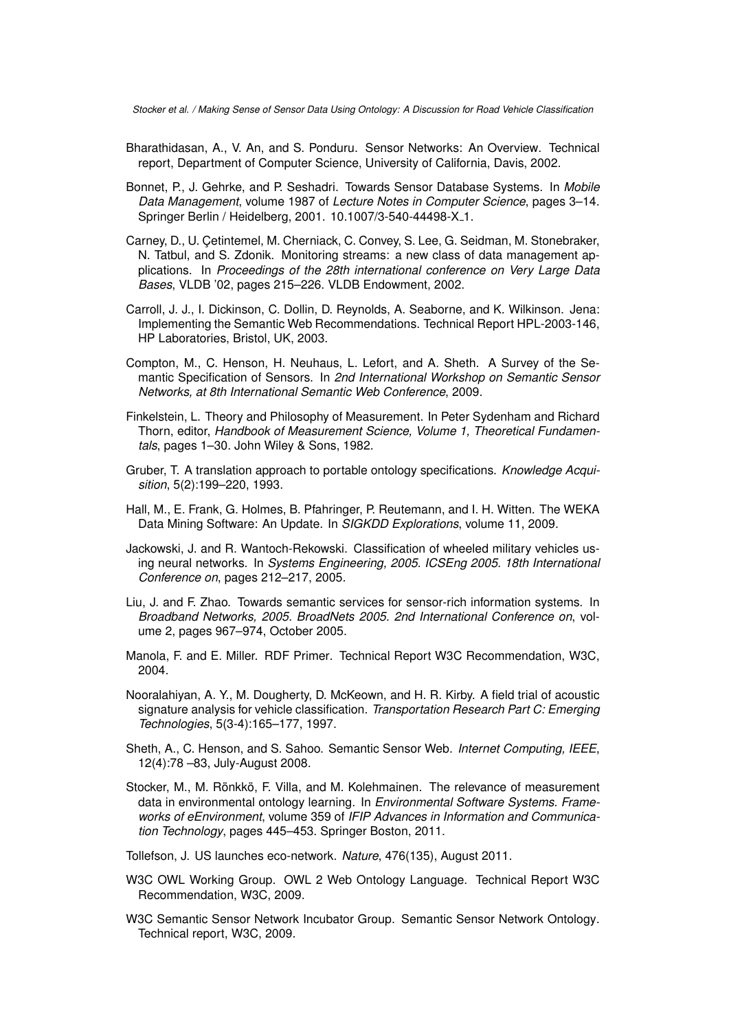Bharathidasan, A., V. An, and S. Ponduru. Sensor Networks: An Overview. Technical report, Department of Computer Science, University of California, Davis, 2002.

Bonnet, P., J. Gehrke, and P. Seshadri. Towards Sensor Database Systems. In *Mobile Data Management*, volume 1987 of *Lecture Notes in Computer Science*, pages 3–14. Springer Berlin / Heidelberg, 2001. 10.1007/3-540-44498-X_1.

Carney, D., U. Çetintemel, M. Cherniack, C. Convey, S. Lee, G. Seidman, M. Stonebraker, N. Tatbul, and S. Zdonik. Monitoring streams: a new class of data management applications. In *Proceedings of the 28th international conference on Very Large Data Bases*, VLDB '02, pages 215–226. VLDB Endowment, 2002.

Carroll, J. J., I. Dickinson, C. Dollin, D. Reynolds, A. Seaborne, and K. Wilkinson. Jena: Implementing the Semantic Web Recommendations. Technical Report HPL-2003-146, HP Laboratories, Bristol, UK, 2003.

Compton, M., C. Henson, H. Neuhaus, L. Lefort, and A. Sheth. A Survey of the Semantic Specification of Sensors. In *2nd International Workshop on Semantic Sensor Networks, at 8th International Semantic Web Conference*, 2009.

Finkelstein, L. Theory and Philosophy of Measurement. In Peter Sydenham and Richard Thorn, editor, *Handbook of Measurement Science, Volume 1, Theoretical Fundamentals*, pages 1–30. John Wiley & Sons, 1982.

Gruber, T. A translation approach to portable ontology specifications. *Knowledge Acquisition*, 5(2):199–220, 1993.

Hall, M., E. Frank, G. Holmes, B. Pfahringer, P. Reutemann, and I. H. Witten. The WEKA Data Mining Software: An Update. In *SIGKDD Explorations*, volume 11, 2009.

Jackowski, J. and R. Wantoch-Rekowski. Classification of wheeled military vehicles using neural networks. In *Systems Engineering, 2005. ICSEng 2005. 18th International Conference on*, pages 212–217, 2005.

Liu, J. and F. Zhao. Towards semantic services for sensor-rich information systems. In *Broadband Networks, 2005. BroadNets 2005. 2nd International Conference on*, volume 2, pages 967–974, October 2005.

Manola, F. and E. Miller. RDF Primer. Technical Report W3C Recommendation, W3C, 2004.

Nooralahiyan, A. Y., M. Dougherty, D. McKeown, and H. R. Kirby. A field trial of acoustic signature analysis for vehicle classification. *Transportation Research Part C: Emerging Technologies*, 5(3-4):165–177, 1997.

Sheth, A., C. Henson, and S. Sahoo. Semantic Sensor Web. *Internet Computing, IEEE*, 12(4):78 –83, July-August 2008.

Stocker, M., M. Rönkkö, F. Villa, and M. Kolehmainen. The relevance of measurement data in environmental ontology learning. In *Environmental Software Systems. Frameworks of eEnvironment*, volume 359 of *IFIP Advances in Information and Communication Technology*, pages 445–453. Springer Boston, 2011.

Tollefson, J. US launches eco-network. *Nature*, 476(135), August 2011.

W3C OWL Working Group. OWL 2 Web Ontology Language. Technical Report W3C Recommendation, W3C, 2009.

W3C Semantic Sensor Network Incubator Group. Semantic Sensor Network Ontology. Technical report, W3C, 2009.